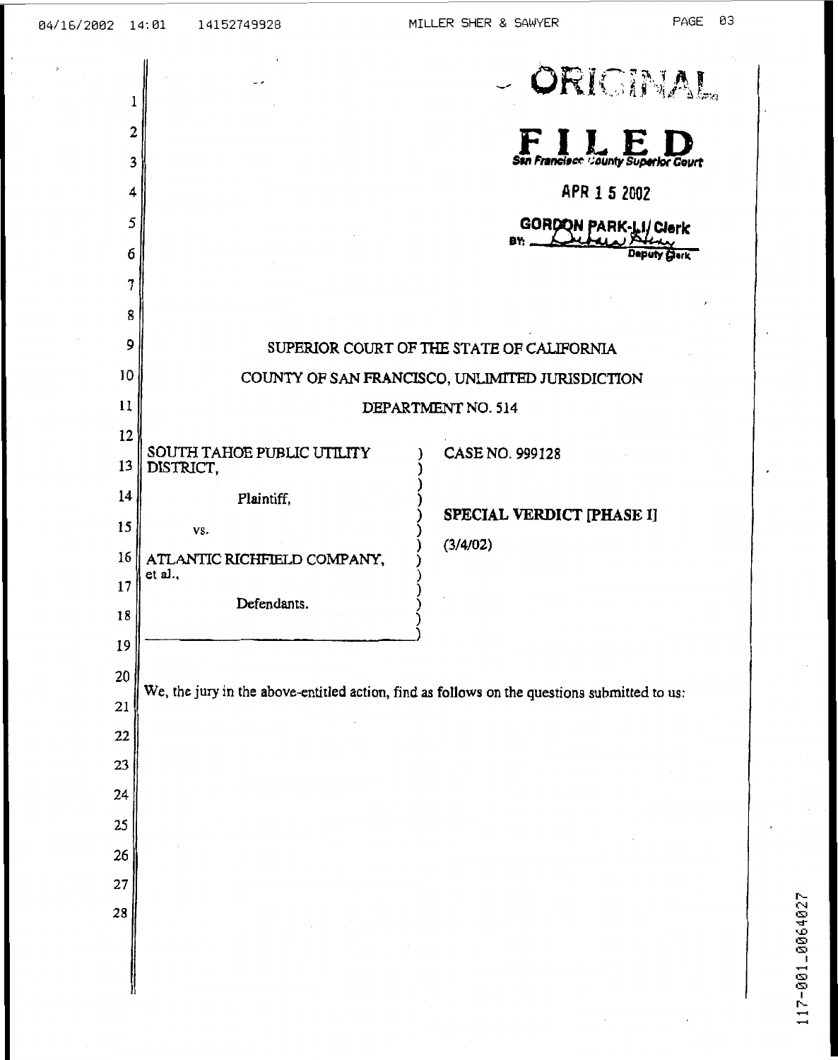ORIGINAL

FILED
San Francisco County Superior Court

APR 1 5 2002

GORDON PARK-LI/ Clerk
BY: Deputy Clerk

SUPERIOR COURT OF THE STATE OF CALIFORNIA

COUNTY OF SAN FRANCISCO, UNLIMITED JURISDICTION

DEPARTMENT NO. 514

SOUTH TAHOE PUBLIC UTILITY DISTRICT,

Plaintiff,

vs.

ATLANTIC RICHFIELD COMPANY, et al.,

Defendants.

CASE NO. 999128

**SPECIAL VERDICT [PHASE I]**

**(3/4/02)**

We, the jury in the above-entitled action, find as follows on the questions submitted to us:

117-001_0064027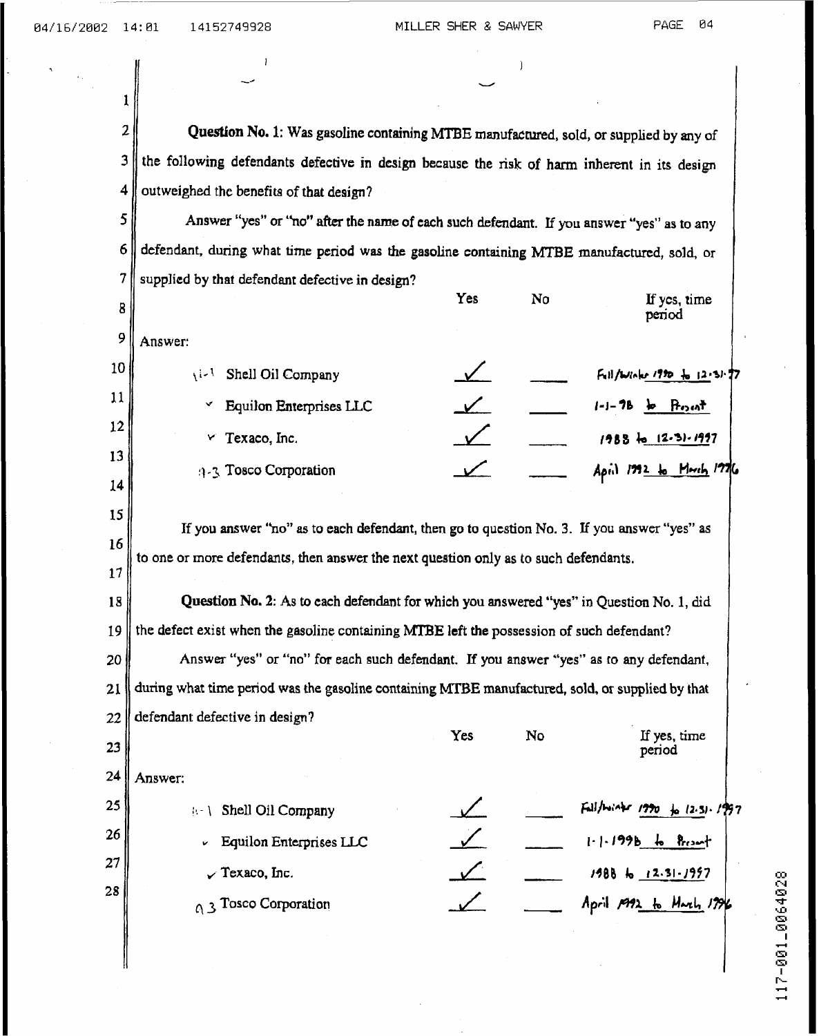**Question No. 1:** Was gasoline containing MTBE manufactured, sold, or supplied by any of the following defendants defective in design because the risk of harm inherent in its design outweighed the benefits of that design?

Answer "yes" or "no" after the name of each such defendant. If you answer "yes" as to any defendant, during what time period was the gasoline containing MTBE manufactured, sold, or supplied by that defendant defective in design?

Answer:

| | Yes | No | If yes, time period |
|---|---|---|---|
| Shell Oil Company | ✓ | | Fall/Winter 1990 to 12-31-97 |
| Equilon Enterprises LLC | ✓ | | 1-1-98 to Present |
| Texaco, Inc. | ✓ | | 1988 to 12-31-1997 |
| Tosco Corporation | ✓ | | April 1992 to March 1996 |

If you answer "no" as to each defendant, then go to question No. 3. If you answer "yes" as to one or more defendants, then answer the next question only as to such defendants.

**Question No. 2:** As to each defendant for which you answered "yes" in Question No. 1, did the defect exist when the gasoline containing MTBE left the possession of such defendant?

Answer "yes" or "no" for each such defendant. If you answer "yes" as to any defendant, during what time period was the gasoline containing MTBE manufactured, sold, or supplied by that defendant defective in design?

Answer:

| | Yes | No | If yes, time period |
|---|---|---|---|
| Shell Oil Company | ✓ | | Fall/Winter 1990 to 12-31-1997 |
| Equilon Enterprises LLC | ✓ | | 1-1-1998 to Present |
| Texaco, Inc. | ✓ | | 1988 to 12-31-1997 |
| Tosco Corporation | ✓ | | April 1992 to March 1996 |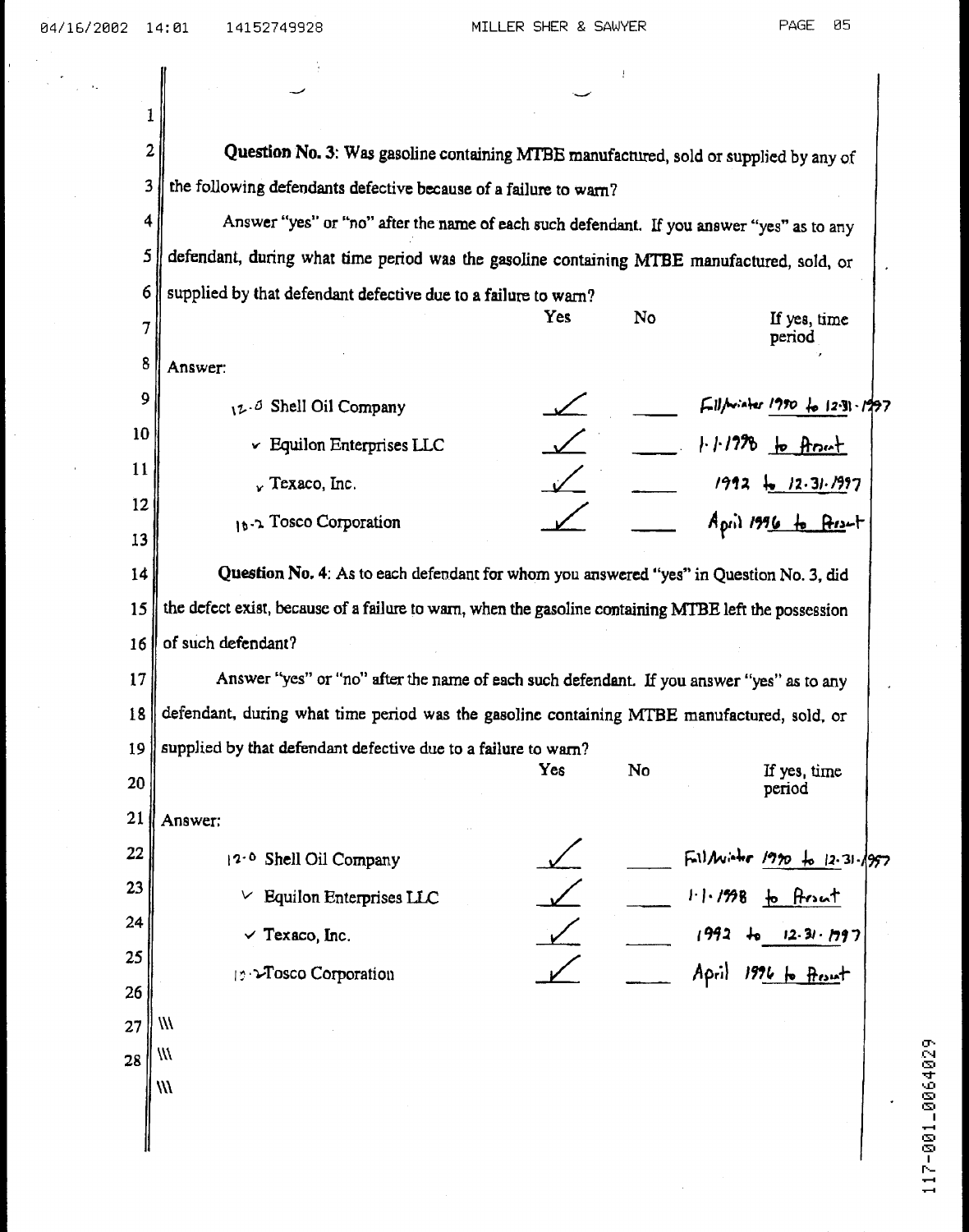**Question No. 3**: Was gasoline containing MTBE manufactured, sold or supplied by any of the following defendants defective because of a failure to warn?

Answer "yes" or "no" after the name of each such defendant. If you answer "yes" as to any defendant, during what time period was the gasoline containing MTBE manufactured, sold, or supplied by that defendant defective due to a failure to warn?

Answer:

| | Yes | No | If yes, time period |
|---|---|---|---|
| 12-0 Shell Oil Company | ✓ | | Fall/Winter 1990 to 12-31-1997 |
| ✓ Equilon Enterprises LLC | ✓ | | 1-1-1998 to Present |
| ✓ Texaco, Inc. | ✓ | | 1992 to 12-31-1997 |
| 10-2 Tosco Corporation | ✓ | | April 1996 to Present |

**Question No. 4**: As to each defendant for whom you answered "yes" in Question No. 3, did the defect exist, because of a failure to warn, when the gasoline containing MTBE left the possession of such defendant?

Answer "yes" or "no" after the name of each such defendant. If you answer "yes" as to any defendant, during what time period was the gasoline containing MTBE manufactured, sold, or supplied by that defendant defective due to a failure to warn?

Answer:

| | Yes | No | If yes, time period |
|---|---|---|---|
| 12-0 Shell Oil Company | ✓ | | Fall/Winter 1990 to 12-31-1997 |
| ✓ Equilon Enterprises LLC | ✓ | | 1-1-1998 to Present |
| ✓ Texaco, Inc. | ✓ | | 1992 to 12-31-1997 |
| 12-2 Tosco Corporation | ✓ | | April 1996 to Present |

\\\

\\\

\\\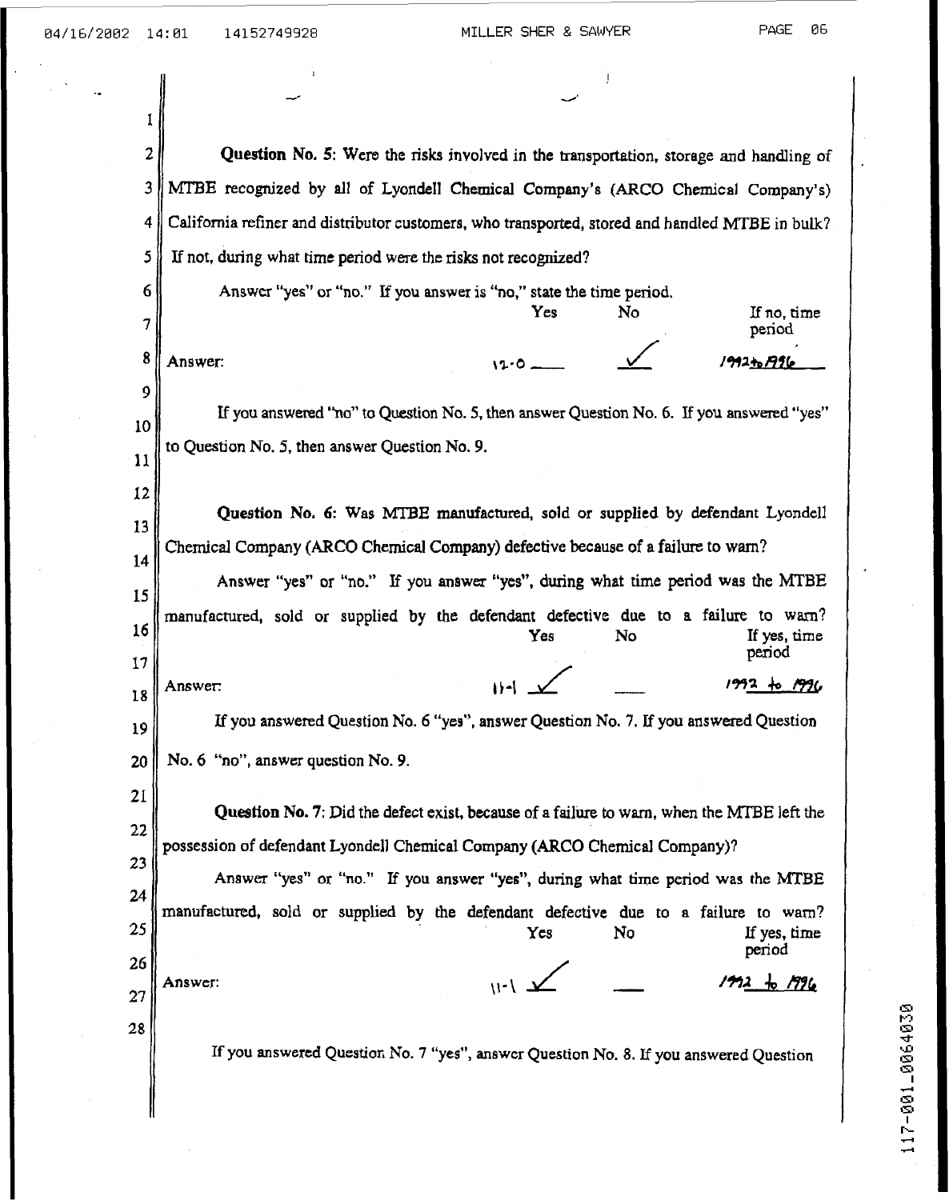**Question No. 5**: Were the risks involved in the transportation, storage and handling of MTBE recognized by all of Lyondell Chemical Company's (ARCO Chemical Company's) California refiner and distributor customers, who transported, stored and handled MTBE in bulk? If not, during what time period were the risks not recognized?

Answer "yes" or "no." If you answer is "no," state the time period.

| | Yes | No | If no, time period |
|---|---|---|---|
| Answer: | 12-0 ___ | ✓ | 1992 to 1996 |

If you answered "no" to Question No. 5, then answer Question No. 6. If you answered "yes" to Question No. 5, then answer Question No. 9.

**Question No. 6**: Was MTBE manufactured, sold or supplied by defendant Lyondell Chemical Company (ARCO Chemical Company) defective because of a failure to warn?

Answer "yes" or "no." If you answer "yes", during what time period was the MTBE manufactured, sold or supplied by the defendant defective due to a failure to warn?

| | Yes | No | If yes, time period |
|---|---|---|---|
| Answer: | 11-1 ✓ | ___ | 1992 to 1996 |

If you answered Question No. 6 "yes", answer Question No. 7. If you answered Question No. 6 "no", answer question No. 9.

**Question No. 7**: Did the defect exist, because of a failure to warn, when the MTBE left the possession of defendant Lyondell Chemical Company (ARCO Chemical Company)?

Answer "yes" or "no." If you answer "yes", during what time period was the MTBE manufactured, sold or supplied by the defendant defective due to a failure to warn?

| | Yes | No | If yes, time period |
|---|---|---|---|
| Answer: | 11-1 ✓ | ___ | 1992 to 1996 |

If you answered Question No. 7 "yes", answer Question No. 8. If you answered Question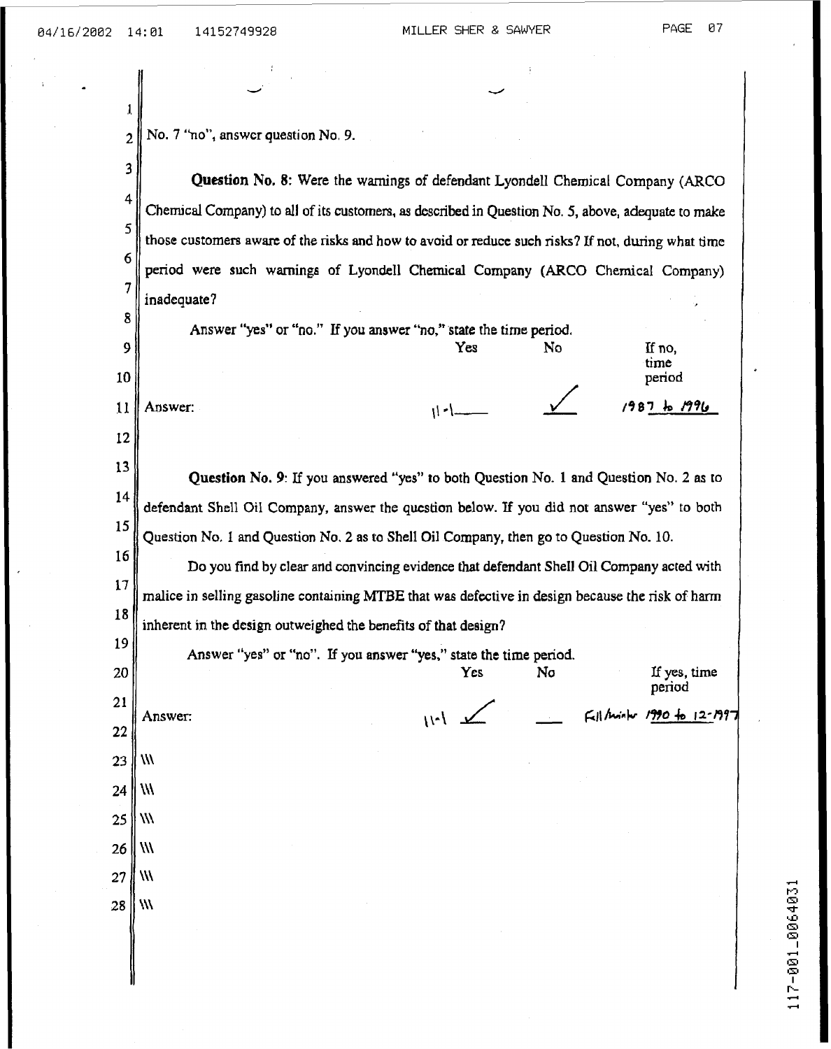No. 7 "no", answer question No. 9.

**Question No. 8**: Were the warnings of defendant Lyondell Chemical Company (ARCO Chemical Company) to all of its customers, as described in Question No. 5, above, adequate to make those customers aware of the risks and how to avoid or reduce such risks? If not, during what time period were such warnings of Lyondell Chemical Company (ARCO Chemical Company) inadequate?

Answer "yes" or "no." If you answer "no," state the time period.

| | Yes | No | If no, time period |
|---|---|---|---|
| Answer: | 11-1 | ✓ | 1987 to 1996 |

**Question No. 9**: If you answered "yes" to both Question No. 1 and Question No. 2 as to defendant Shell Oil Company, answer the question below. If you did not answer "yes" to both Question No. 1 and Question No. 2 as to Shell Oil Company, then go to Question No. 10.

Do you find by clear and convincing evidence that defendant Shell Oil Company acted with malice in selling gasoline containing MTBE that was defective in design because the risk of harm inherent in the design outweighed the benefits of that design?

Answer "yes" or "no". If you answer "yes," state the time period.

| | Yes | No | If yes, time period |
|---|---|---|---|
| Answer: | 11-1 ✓ | | Fall/winter 1990 to 12-1997 |

\\\

\\\

\\\

\\\

\\\

\\\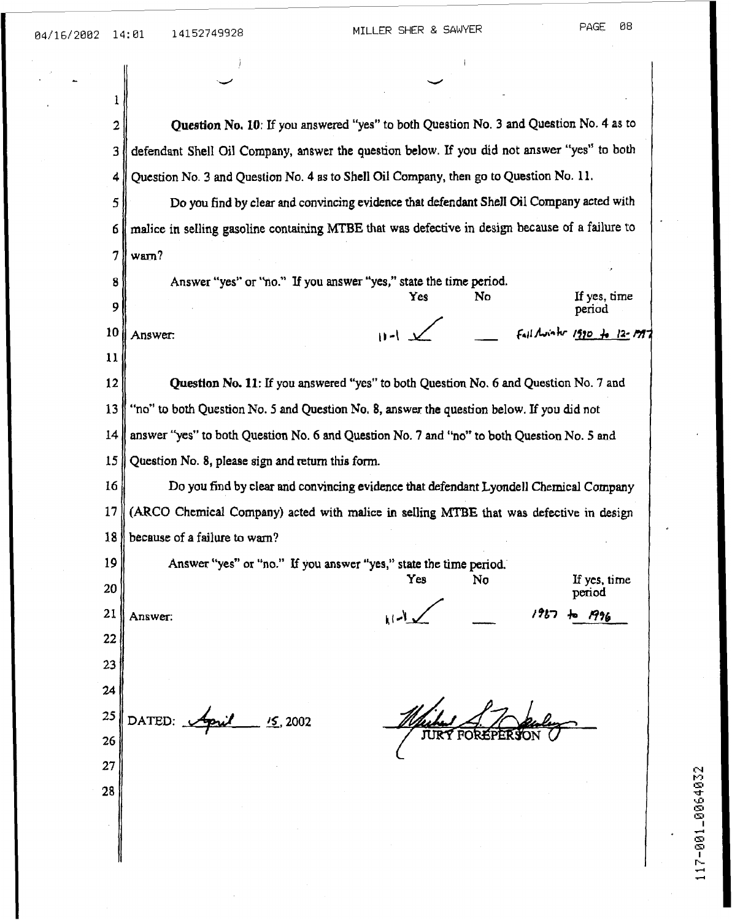**Question No. 10**: If you answered "yes" to both Question No. 3 and Question No. 4 as to defendant Shell Oil Company, answer the question below. If you did not answer "yes" to both Question No. 3 and Question No. 4 as to Shell Oil Company, then go to Question No. 11.

Do you find by clear and convincing evidence that defendant Shell Oil Company acted with malice in selling gasoline containing MTBE that was defective in design because of a failure to warn?

Answer "yes" or "no." If you answer "yes," state the time period.

| | Yes | No | If yes, time period |
|---|---|---|---|
| Answer: | 11-1 ✓ | ___ | Fall/winter 1990 to 12-1997 |

**Question No. 11**: If you answered "yes" to both Question No. 6 and Question No. 7 and "no" to both Question No. 5 and Question No. 8, answer the question below. If you did not answer "yes" to both Question No. 6 and Question No. 7 and "no" to both Question No. 5 and Question No. 8, please sign and return this form.

Do you find by clear and convincing evidence that defendant Lyondell Chemical Company (ARCO Chemical Company) acted with malice in selling MTBE that was defective in design because of a failure to warn?

Answer "yes" or "no." If you answer "yes," state the time period.

| | Yes | No | If yes, time period |
|---|---|---|---|
| Answer: | 11-1 ✓ | ___ | 1987 to 1996 |

DATED: April 15, 2002

JURY FOREPERSON